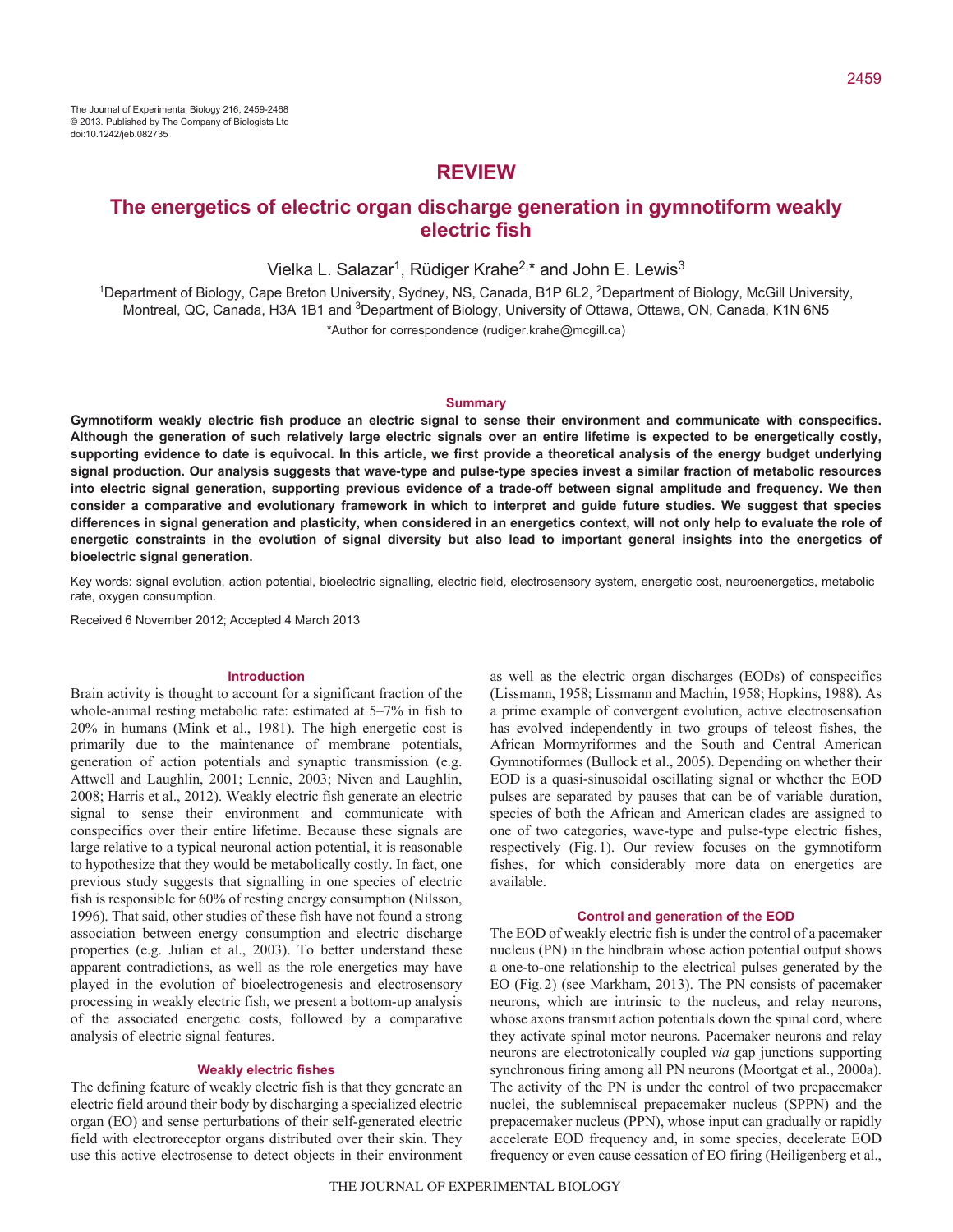The Journal of Experimental Biology 216, 2459-2468
© 2013. Published by The Company of Biologists Ltd
doi:10.1242/jeb.082735

# REVIEW

# The energetics of electric organ discharge generation in gymnotiform weakly electric fish

Vielka L. Salazar[1], Rüdiger Krahe[2,*] and John E. Lewis[3]

[1]Department of Biology, Cape Breton University, Sydney, NS, Canada, B1P 6L2, [2]Department of Biology, McGill University, Montreal, QC, Canada, H3A 1B1 and [3]Department of Biology, University of Ottawa, Ottawa, ON, Canada, K1N 6N5

*Author for correspondence (rudiger.krahe@mcgill.ca)

## Summary

**Gymnotiform weakly electric fish produce an electric signal to sense their environment and communicate with conspecifics. Although the generation of such relatively large electric signals over an entire lifetime is expected to be energetically costly, supporting evidence to date is equivocal. In this article, we first provide a theoretical analysis of the energy budget underlying signal production. Our analysis suggests that wave-type and pulse-type species invest a similar fraction of metabolic resources into electric signal generation, supporting previous evidence of a trade-off between signal amplitude and frequency. We then consider a comparative and evolutionary framework in which to interpret and guide future studies. We suggest that species differences in signal generation and plasticity, when considered in an energetics context, will not only help to evaluate the role of energetic constraints in the evolution of signal diversity but also lead to important general insights into the energetics of bioelectric signal generation.**

Key words: signal evolution, action potential, bioelectric signalling, electric field, electrosensory system, energetic cost, neuroenergetics, metabolic rate, oxygen consumption.

Received 6 November 2012; Accepted 4 March 2013

## Introduction

Brain activity is thought to account for a significant fraction of the whole-animal resting metabolic rate: estimated at 5–7% in fish to 20% in humans (Mink et al., 1981). The high energetic cost is primarily due to the maintenance of membrane potentials, generation of action potentials and synaptic transmission (e.g. Attwell and Laughlin, 2001; Lennie, 2003; Niven and Laughlin, 2008; Harris et al., 2012). Weakly electric fish generate an electric signal to sense their environment and communicate with conspecifics over their entire lifetime. Because these signals are large relative to a typical neuronal action potential, it is reasonable to hypothesize that they would be metabolically costly. In fact, one previous study suggests that signalling in one species of electric fish is responsible for 60% of resting energy consumption (Nilsson, 1996). That said, other studies of these fish have not found a strong association between energy consumption and electric discharge properties (e.g. Julian et al., 2003). To better understand these apparent contradictions, as well as the role energetics may have played in the evolution of bioelectrogenesis and electrosensory processing in weakly electric fish, we present a bottom-up analysis of the associated energetic costs, followed by a comparative analysis of electric signal features.

## Weakly electric fishes

The defining feature of weakly electric fish is that they generate an electric field around their body by discharging a specialized electric organ (EO) and sense perturbations of their self-generated electric field with electroreceptor organs distributed over their skin. They use this active electrosense to detect objects in their environment as well as the electric organ discharges (EODs) of conspecifics (Lissmann, 1958; Lissmann and Machin, 1958; Hopkins, 1988). As a prime example of convergent evolution, active electrosensation has evolved independently in two groups of teleost fishes, the African Mormyriformes and the South and Central American Gymnotiformes (Bullock et al., 2005). Depending on whether their EOD is a quasi-sinusoidal oscillating signal or whether the EOD pulses are separated by pauses that can be of variable duration, species of both the African and American clades are assigned to one of two categories, wave-type and pulse-type electric fishes, respectively (Fig. 1). Our review focuses on the gymnotiform fishes, for which considerably more data on energetics are available.

## Control and generation of the EOD

The EOD of weakly electric fish is under the control of a pacemaker nucleus (PN) in the hindbrain whose action potential output shows a one-to-one relationship to the electrical pulses generated by the EO (Fig. 2) (see Markham, 2013). The PN consists of pacemaker neurons, which are intrinsic to the nucleus, and relay neurons, whose axons transmit action potentials down the spinal cord, where they activate spinal motor neurons. Pacemaker neurons and relay neurons are electrotonically coupled *via* gap junctions supporting synchronous firing among all PN neurons (Moortgat et al., 2000a). The activity of the PN is under the control of two prepacemaker nuclei, the sublemniscal prepacemaker nucleus (SPPN) and the prepacemaker nucleus (PPN), whose input can gradually or rapidly accelerate EOD frequency and, in some species, decelerate EOD frequency or even cause cessation of EO firing (Heiligenberg et al.,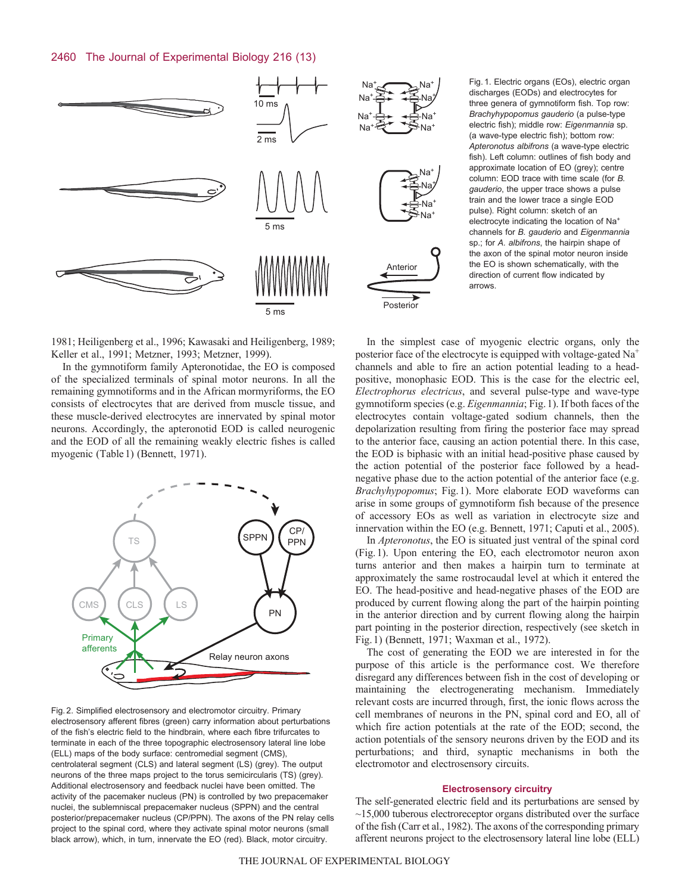10 ms

2 ms

5 ms

5 ms

Anterior

Posterior

Fig. 1. Electric organs (EOs), electric organ discharges (EODs) and electrocytes for three genera of gymnotiform fish. Top row: *Brachyhypopomus gauderio* (a pulse-type electric fish); middle row: *Eigenmannia* sp. (a wave-type electric fish); bottom row: *Apteronotus albifrons* (a wave-type electric fish). Left column: outlines of fish body and approximate location of EO (grey); centre column: EOD trace with time scale (for *B. gauderio*, the upper trace shows a pulse train and the lower trace a single EOD pulse). Right column: sketch of an electrocyte indicating the location of $Na^+$ channels for *B. gauderio* and *Eigenmannia* sp.; for *A. albifrons*, the hairpin shape of the axon of the spinal motor neuron inside the EO is shown schematically, with the direction of current flow indicated by arrows.

1981; Heiligenberg et al., 1996; Kawasaki and Heiligenberg, 1989; Keller et al., 1991; Metzner, 1993; Metzner, 1999).

In the gymnotiform family Apteronotidae, the EO is composed of the specialized terminals of spinal motor neurons. In all the remaining gymnotiforms and in the African mormyriforms, the EO consists of electrocytes that are derived from muscle tissue, and these muscle-derived electrocytes are innervated by spinal motor neurons. Accordingly, the apteronotid EOD is called neurogenic and the EOD of all the remaining weakly electric fishes is called myogenic (Table 1) (Bennett, 1971).

TS

SPPN

CP/PPN

CMS

CLS

LS

PN

Primary afferents

Relay neuron axons

Fig. 2. Simplified electrosensory and electromotor circuitry. Primary electrosensory afferent fibres (green) carry information about perturbations of the fish's electric field to the hindbrain, where each fibre trifurcates to terminate in each of the three topographic electrosensory lateral line lobe (ELL) maps of the body surface: centromedial segment (CMS), centrolateral segment (CLS) and lateral segment (LS) (grey). The output neurons of the three maps project to the torus semicircularis (TS) (grey). Additional electrosensory and feedback nuclei have been omitted. The activity of the pacemaker nucleus (PN) is controlled by two prepacemaker nuclei, the sublemniscal prepacemaker nucleus (SPPN) and the central posterior/prepacemaker nucleus (CP/PPN). The axons of the PN relay cells project to the spinal cord, where they activate spinal motor neurons (small black arrow), which, in turn, innervate the EO (red). Black, motor circuitry.

In the simplest case of myogenic electric organs, only the posterior face of the electrocyte is equipped with voltage-gated $Na^+$ channels and able to fire an action potential leading to a head-positive, monophasic EOD. This is the case for the electric eel, *Electrophorus electricus*, and several pulse-type and wave-type gymnotiform species (e.g. *Eigenmannia*; Fig. 1). If both faces of the electrocytes contain voltage-gated sodium channels, then the depolarization resulting from firing the posterior face may spread to the anterior face, causing an action potential there. In this case, the EOD is biphasic with an initial head-positive phase caused by the action potential of the posterior face followed by a head-negative phase due to the action potential of the anterior face (e.g. *Brachyhypopomus*; Fig. 1). More elaborate EOD waveforms can arise in some groups of gymnotiform fish because of the presence of accessory EOs as well as variation in electrocyte size and innervation within the EO (e.g. Bennett, 1971; Caputi et al., 2005).

In *Apteronotus*, the EO is situated just ventral of the spinal cord (Fig. 1). Upon entering the EO, each electromotor neuron axon turns anterior and then makes a hairpin turn to terminate at approximately the same rostrocaudal level at which it entered the EO. The head-positive and head-negative phases of the EOD are produced by current flowing along the part of the hairpin pointing in the anterior direction and by current flowing along the hairpin part pointing in the posterior direction, respectively (see sketch in Fig. 1) (Bennett, 1971; Waxman et al., 1972).

The cost of generating the EOD we are interested in for the purpose of this article is the performance cost. We therefore disregard any differences between fish in the cost of developing or maintaining the electrogenerating mechanism. Immediately relevant costs are incurred through, first, the ionic flows across the cell membranes of neurons in the PN, spinal cord and EO, all of which fire action potentials at the rate of the EOD; second, the action potentials of the sensory neurons driven by the EOD and its perturbations; and third, synaptic mechanisms in both the electromotor and electrosensory circuits.

## Electrosensory circuitry

The self-generated electric field and its perturbations are sensed by ~15,000 tuberous electroreceptor organs distributed over the surface of the fish (Carr et al., 1982). The axons of the corresponding primary afferent neurons project to the electrosensory lateral line lobe (ELL)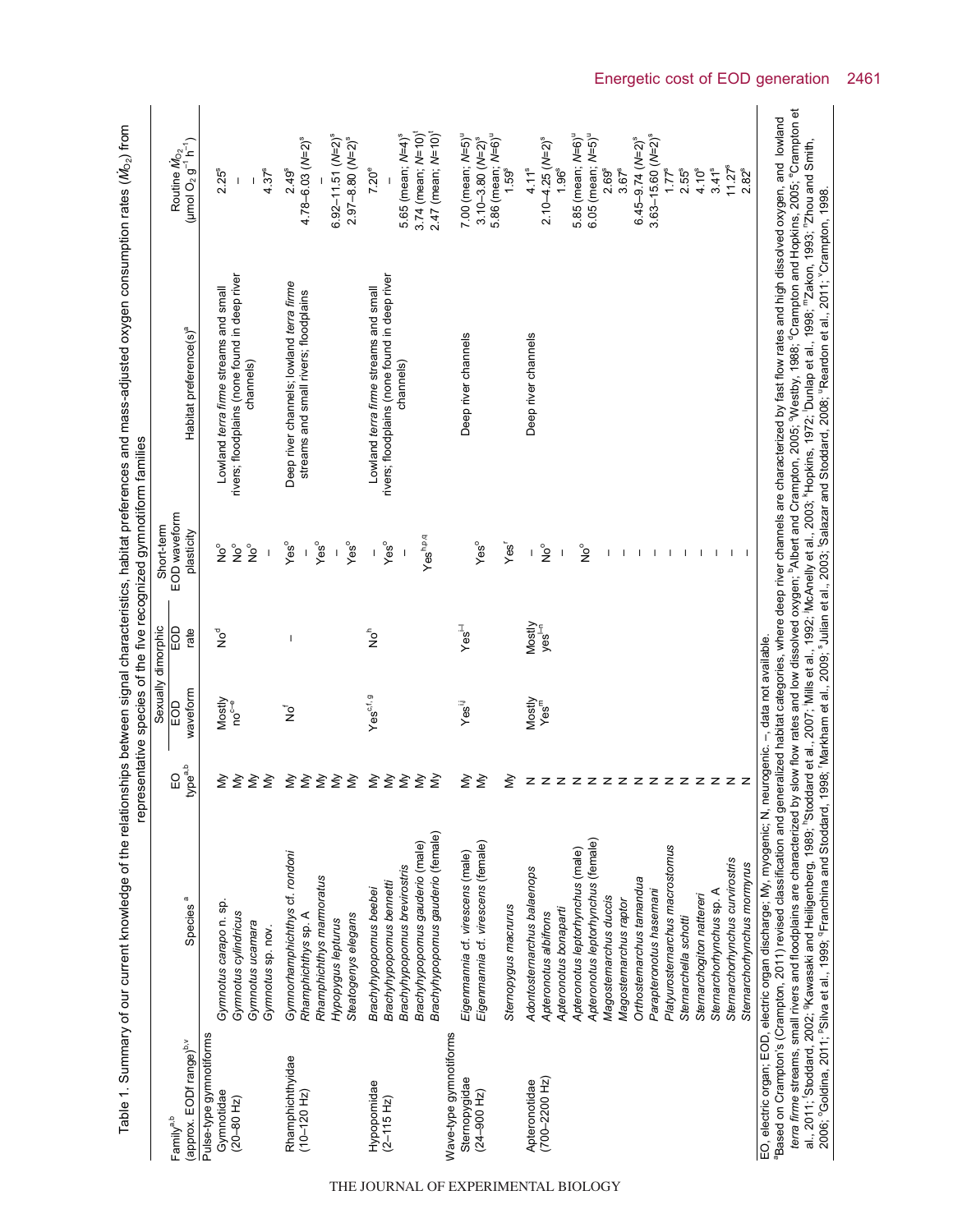Table 1. Summary of our current knowledge of the relationships between signal characteristics, habitat preferences and mass-adjusted oxygen consumption rates ($\dot{M}_{O_2}$) from representative species of the five recognized gymnotiform families

| Family[a,b] (approx. EODf range)[b,v] | Species[a] | EO type[a,b] | Sexually dimorphic | | Short-term EOD waveform plasticity | Habitat preference(s)[a] | Routine $\dot{M}_{O_2}$ ($\mu$mol $O_2$ $g^{-1}$ $h^{-1}$) |
|---|---|---|---|---|---|---|---|
| | | | EOD waveform | EOD rate | | | |
| Pulse-type gymnotiforms | | | | | | | |
| Gymnotidae (20–80 Hz) | *Gymnotus carapo* n. sp. | My | Mostly no[c–e] | No[d] | No[o] | Lowland *terra firme* streams and small rivers; floodplains (none found in deep river channels) | 2.25[s] |
| | *Gymnotus cylindricus* | My | | | No[o] | | – |
| | *Gymnotus ucamara* | My | | | No[o] | | – |
| | *Gymnotus* sp. nov. | My | | | – | | 4.37[s] |
| Rhamphichthyidae (10–120 Hz) | *Gymnorhamphichthys* cf. *rondoni* | My | No[f] | – | Yes[o] | Deep river channels; lowland *terra firme* streams and small rivers; floodplains | 2.49[s] |
| | *Rhamphichthys* sp. A | My | | | – | | 4.78–6.03 ($N$=2)[s] |
| | *Rhamphichthys marmoratus* | My | | | Yes[o] | | – |
| | *Hypopygus lepturus* | My | | | – | | 6.92–11.51 ($N$=2)[s] |
| | *Steatogenys elegans* | My | | | Yes[o] | | 2.97–8.80 ($N$=2)[s] |
| Hypopomidae (2–115 Hz) | *Brachyhypopomus beebei* | My | Yes[c,f,g] | No[h] | – | Lowland *terra firme* streams and small rivers; floodplains (none found in deep river channels) | 7.20[s] |
| | *Brachyhypopomus bennetti* | My | | | Yes[o] | | – |
| | *Brachyhypopomus brevirostris* | My | | | – | | 5.65 (mean; $N$=4)[s] |
| | *Brachyhypopomus gauderio* (male) | My | | | Yes[h,p,q] | | 3.74 (mean; $N$=10)[t] |
| | *Brachyhypopomus gauderio* (female) | My | | | | | 2.47 (mean; $N$=10)[t] |
| Wave-type gymnotiforms | | | | | | | |
| Sternopygidae (24–900 Hz) | *Eigenmannia* cf. *virescens* (male) | My | Yes[i,j] | Yes[i–l] | | Deep river channels | 7.00 (mean; $N$=5)[u] |
| | *Eigenmannia* cf. *virescens* (female) | My | | | Yes[o] | | 3.10–3.80 ($N$=2)[s]; 5.86 (mean; $N$=6)[u] |
| | *Sternopygus macrurus* | My | | | Yes[r] | | 1.59[s] |
| Apteronotidae (700–2200 Hz) | *Adontosternarchus balaenops* | N | Mostly Yes[m] | Mostly yes[l–n] | – | Deep river channels | 4.11[s] |
| | *Apteronotus albifrons* | N | | | No[o] | | 2.10–4.25 ($N$=2)[s] |
| | *Apteronotus bonapartii* | N | | | – | | 1.96[s] |
| | *Apteronotus leptorhynchus* (male) | N | | | No[o] | | 5.85 (mean; $N$=6)[u] |
| | *Apteronotus leptorhynchus* (female) | N | | | | | 6.05 (mean; $N$=5)[u] |
| | *Magosternarchus duccis* | N | | | – | | 2.69[s] |
| | *Magosternarchus raptor* | N | | | – | | 3.67[s] |
| | *Orthosternarchus tamandua* | N | | | – | | 6.45–9.74 ($N$=2)[s] |
| | *Parapteronotus hasemani* | N | | | – | | 3.63–15.60 ($N$=2)[s] |
| | *Platyurosternarchus macrostomus* | N | | | – | | 1.77[s] |
| | *Sternarchella schotti* | N | | | – | | 2.55[s] |
| | *Sternarchogiton nattereri* | N | | | – | | 4.10[s] |
| | *Sternarchorhynchus* sp. A | N | | | – | | 3.41[s] |
| | *Sternarchorhynchus curvirostris* | N | | | – | | 11.27[s] |
| | *Sternarchorhynchus mormyrus* | N | | | – | | 2.82[s] |

EO, electric organ; EOD, electric organ discharge; My, myogenic; N, neurogenic. –, data not available.

[a]Based on Crampton's (Crampton, 2011) revised classification and generalized habitat categories, where deep river channels are characterized by fast flow rates and high dissolved oxygen, and lowland *terra firme* streams, small rivers and floodplains are characterized by slow flow rates and low dissolved oxygen; [b]Albert and Crampton, 2005; [c]Westby, 1988; [d]Crampton and Hopkins, 2005; [e]Crampton et al., 2011; [f]Stoddard, 2002; [g]Kawasaki and Heiligenberg, 1989; [h]Stoddard et al., 2007; [i]Mills et al., 1992; [j]McAnelly et al., 2003; [k]Hopkins, 1972; [l]Dunlap et al., 1998; [m]Zakon, 1993; [n]Zhou and Smith, 2006; [o]Goldina, 2011; [p]Silva et al., 1999; [q]Franchina and Stoddard, 1998; [r]Markham et al., 2009; [s]Julian et al., 2003; [t]Salazar and Stoddard, 2008; [u]Reardon et al., 2011; [v]Crampton, 1998.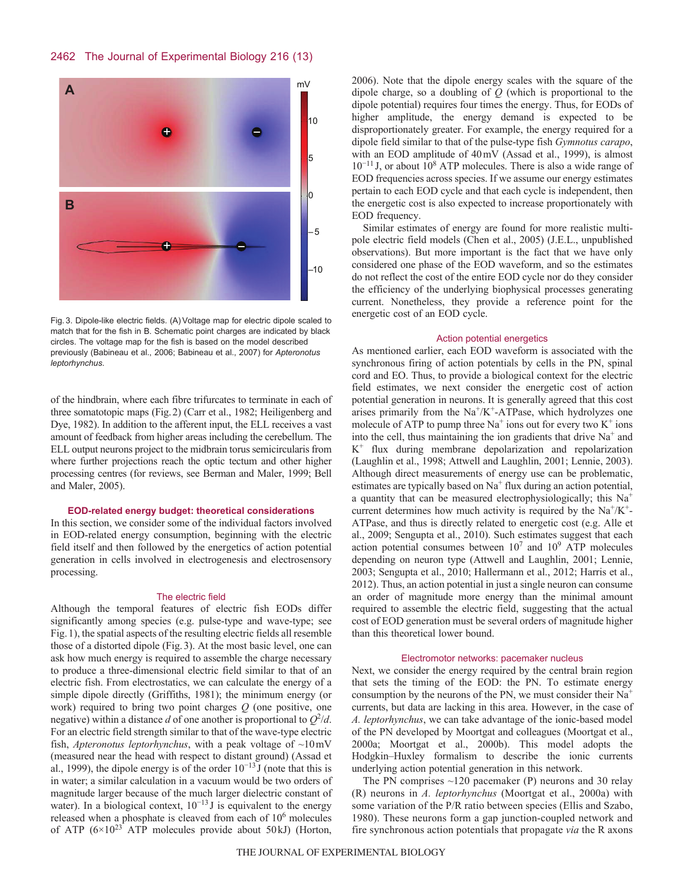A

B

mV

10

5

0

–5

–10

Fig. 3. Dipole-like electric fields. (A) Voltage map for electric dipole scaled to match that for the fish in B. Schematic point charges are indicated by black circles. The voltage map for the fish is based on the model described previously (Babineau et al., 2006; Babineau et al., 2007) for *Apteronotus leptorhynchus*.

of the hindbrain, where each fibre trifurcates to terminate in each of three somatotopic maps (Fig. 2) (Carr et al., 1982; Heiligenberg and Dye, 1982). In addition to the afferent input, the ELL receives a vast amount of feedback from higher areas including the cerebellum. The ELL output neurons project to the midbrain torus semicircularis from where further projections reach the optic tectum and other higher processing centres (for reviews, see Berman and Maler, 1999; Bell and Maler, 2005).

## EOD-related energy budget: theoretical considerations

In this section, we consider some of the individual factors involved in EOD-related energy consumption, beginning with the electric field itself and then followed by the energetics of action potential generation in cells involved in electrogenesis and electrosensory processing.

### The electric field

Although the temporal features of electric fish EODs differ significantly among species (e.g. pulse-type and wave-type; see Fig. 1), the spatial aspects of the resulting electric fields all resemble those of a distorted dipole (Fig. 3). At the most basic level, one can ask how much energy is required to assemble the charge necessary to produce a three-dimensional electric field similar to that of an electric fish. From electrostatics, we can calculate the energy of a simple dipole directly (Griffiths, 1981); the minimum energy (or work) required to bring two point charges $Q$ (one positive, one negative) within a distance $d$ of one another is proportional to $Q^2/d$. For an electric field strength similar to that of the wave-type electric fish, *Apteronotus leptorhynchus*, with a peak voltage of ~10 mV (measured near the head with respect to distant ground) (Assad et al., 1999), the dipole energy is of the order $10^{-13}$ J (note that this is in water; a similar calculation in a vacuum would be two orders of magnitude larger because of the much larger dielectric constant of water). In a biological context, $10^{-13}$ J is equivalent to the energy released when a phosphate is cleaved from each of $10^6$ molecules of ATP ($6\times10^{23}$ ATP molecules provide about 50 kJ) (Horton, 2006). Note that the dipole energy scales with the square of the dipole charge, so a doubling of $Q$ (which is proportional to the dipole potential) requires four times the energy. Thus, for EODs of higher amplitude, the energy demand is expected to be disproportionately greater. For example, the energy required for a dipole field similar to that of the pulse-type fish *Gymnotus carapo*, with an EOD amplitude of 40 mV (Assad et al., 1999), is almost $10^{-11}$ J, or about $10^8$ ATP molecules. There is also a wide range of EOD frequencies across species. If we assume our energy estimates pertain to each EOD cycle and that each cycle is independent, then the energetic cost is also expected to increase proportionately with EOD frequency.

Similar estimates of energy are found for more realistic multi-pole electric field models (Chen et al., 2005) (J.E.L., unpublished observations). But more important is the fact that we have only considered one phase of the EOD waveform, and so the estimates do not reflect the cost of the entire EOD cycle nor do they consider the efficiency of the underlying biophysical processes generating current. Nonetheless, they provide a reference point for the energetic cost of an EOD cycle.

### Action potential energetics

As mentioned earlier, each EOD waveform is associated with the synchronous firing of action potentials by cells in the PN, spinal cord and EO. Thus, to provide a biological context for the electric field estimates, we next consider the energetic cost of action potential generation in neurons. It is generally agreed that this cost arises primarily from the $Na^+/K^+$-ATPase, which hydrolyzes one molecule of ATP to pump three $Na^+$ ions out for every two $K^+$ ions into the cell, thus maintaining the ion gradients that drive $Na^+$ and $K^+$ flux during membrane depolarization and repolarization (Laughlin et al., 1998; Attwell and Laughlin, 2001; Lennie, 2003). Although direct measurements of energy use can be problematic, estimates are typically based on $Na^+$ flux during an action potential, a quantity that can be measured electrophysiologically; this $Na^+$ current determines how much activity is required by the $Na^+/K^+$-ATPase, and thus is directly related to energetic cost (e.g. Alle et al., 2009; Sengupta et al., 2010). Such estimates suggest that each action potential consumes between $10^7$ and $10^9$ ATP molecules depending on neuron type (Attwell and Laughlin, 2001; Lennie, 2003; Sengupta et al., 2010; Hallermann et al., 2012; Harris et al., 2012). Thus, an action potential in just a single neuron can consume an order of magnitude more energy than the minimal amount required to assemble the electric field, suggesting that the actual cost of EOD generation must be several orders of magnitude higher than this theoretical lower bound.

### Electromotor networks: pacemaker nucleus

Next, we consider the energy required by the central brain region that sets the timing of the EOD: the PN. To estimate energy consumption by the neurons of the PN, we must consider their $Na^+$ currents, but data are lacking in this area. However, in the case of *A. leptorhynchus*, we can take advantage of the ionic-based model of the PN developed by Moortgat and colleagues (Moortgat et al., 2000a; Moortgat et al., 2000b). This model adopts the Hodgkin–Huxley formalism to describe the ionic currents underlying action potential generation in this network.

The PN comprises ~120 pacemaker (P) neurons and 30 relay (R) neurons in *A. leptorhynchus* (Moortgat et al., 2000a) with some variation of the P/R ratio between species (Ellis and Szabo, 1980). These neurons form a gap junction-coupled network and fire synchronous action potentials that propagate *via* the R axons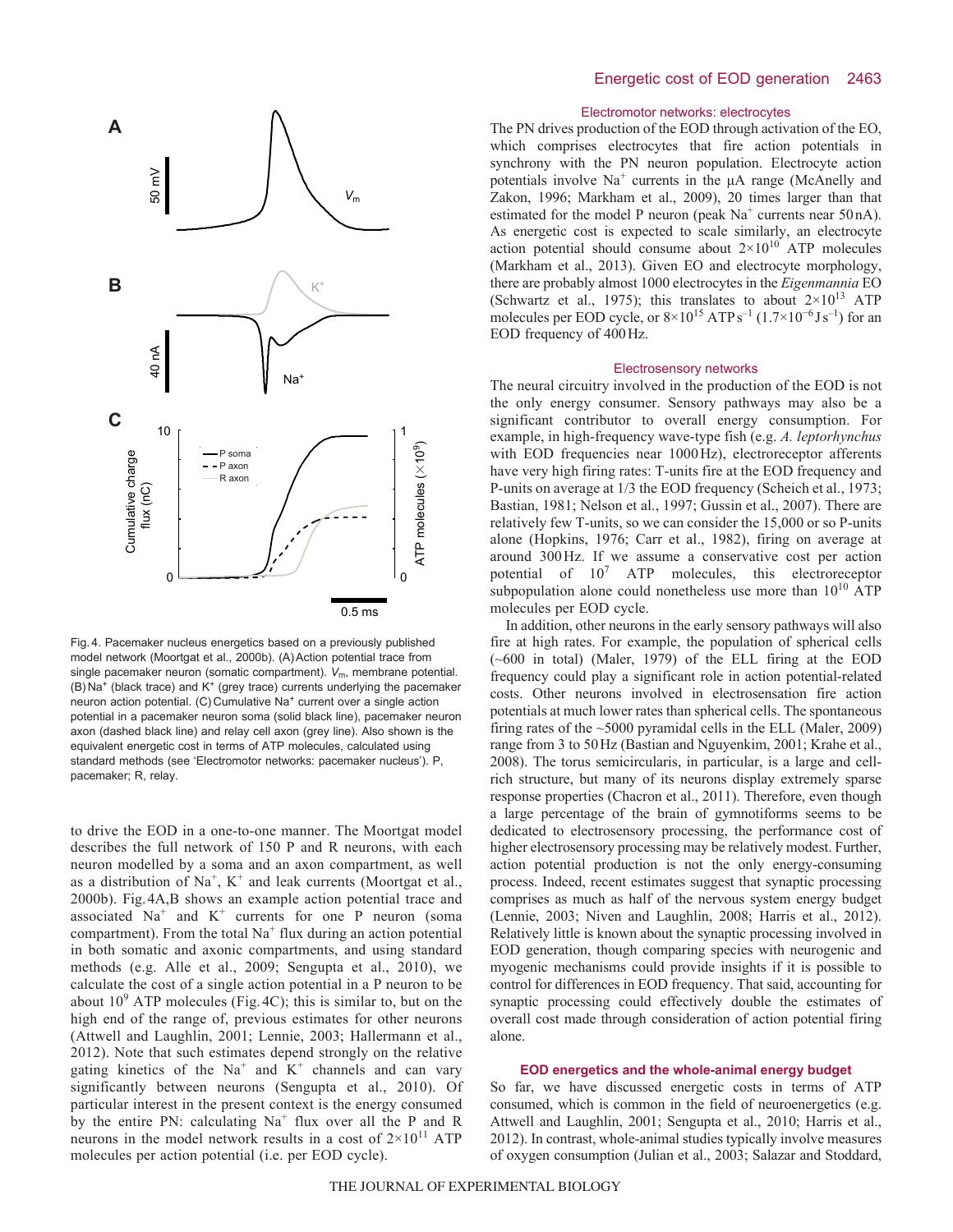Fig. 4. Pacemaker nucleus energetics based on a previously published model network (Moortgat et al., 2000b). (A) Action potential trace from single pacemaker neuron (somatic compartment). $V_m$, membrane potential. (B) $Na^+$ (black trace) and $K^+$ (grey trace) currents underlying the pacemaker neuron action potential. (C) Cumulative $Na^+$ current over a single action potential in a pacemaker neuron soma (solid black line), pacemaker neuron axon (dashed black line) and relay cell axon (grey line). Also shown is the equivalent energetic cost in terms of ATP molecules, calculated using standard methods (see 'Electromotor networks: pacemaker nucleus'). P, pacemaker; R, relay.

to drive the EOD in a one-to-one manner. The Moortgat model describes the full network of 150 P and R neurons, with each neuron modelled by a soma and an axon compartment, as well as a distribution of $Na^+$, $K^+$ and leak currents (Moortgat et al., 2000b). Fig. 4A,B shows an example action potential trace and associated $Na^+$ and $K^+$ currents for one P neuron (soma compartment). From the total $Na^+$ flux during an action potential in both somatic and axonic compartments, and using standard methods (e.g. Alle et al., 2009; Sengupta et al., 2010), we calculate the cost of a single action potential in a P neuron to be about $10^9$ ATP molecules (Fig. 4C); this is similar to, but on the high end of the range of, previous estimates for other neurons (Attwell and Laughlin, 2001; Lennie, 2003; Hallermann et al., 2012). Note that such estimates depend strongly on the relative gating kinetics of the $Na^+$ and $K^+$ channels and can vary significantly between neurons (Sengupta et al., 2010). Of particular interest in the present context is the energy consumed by the entire PN: calculating $Na^+$ flux over all the P and R neurons in the model network results in a cost of $2\times10^{11}$ ATP molecules per action potential (i.e. per EOD cycle).

### Electromotor networks: electrocytes

The PN drives production of the EOD through activation of the EO, which comprises electrocytes that fire action potentials in synchrony with the PN neuron population. Electrocyte action potentials involve $Na^+$ currents in the μA range (McAnelly and Zakon, 1996; Markham et al., 2009), 20 times larger than that estimated for the model P neuron (peak $Na^+$ currents near 50 nA). As energetic cost is expected to scale similarly, an electrocyte action potential should consume about $2\times10^{10}$ ATP molecules (Markham et al., 2013). Given EO and electrocyte morphology, there are probably almost 1000 electrocytes in the *Eigenmannia* EO (Schwartz et al., 1975); this translates to about $2\times10^{13}$ ATP molecules per EOD cycle, or $8\times10^{15}$ ATP $s^{-1}$ ($1.7\times10^{-6}$ J $s^{-1}$) for an EOD frequency of 400 Hz.

### Electrosensory networks

The neural circuitry involved in the production of the EOD is not the only energy consumer. Sensory pathways may also be a significant contributor to overall energy consumption. For example, in high-frequency wave-type fish (e.g. *A. leptorhynchus* with EOD frequencies near 1000 Hz), electroreceptor afferents have very high firing rates: T-units fire at the EOD frequency and P-units on average at 1/3 the EOD frequency (Scheich et al., 1973; Bastian, 1981; Nelson et al., 1997; Gussin et al., 2007). There are relatively few T-units, so we can consider the 15,000 or so P-units alone (Hopkins, 1976; Carr et al., 1982), firing on average at around 300 Hz. If we assume a conservative cost per action potential of $10^7$ ATP molecules, this electroreceptor subpopulation alone could nonetheless use more than $10^{10}$ ATP molecules per EOD cycle.

In addition, other neurons in the early sensory pathways will also fire at high rates. For example, the population of spherical cells (~600 in total) (Maler, 1979) of the ELL firing at the EOD frequency could play a significant role in action potential-related costs. Other neurons involved in electrosensation fire action potentials at much lower rates than spherical cells. The spontaneous firing rates of the ~5000 pyramidal cells in the ELL (Maler, 2009) range from 3 to 50 Hz (Bastian and Nguyenkim, 2001; Krahe et al., 2008). The torus semicircularis, in particular, is a large and cell-rich structure, but many of its neurons display extremely sparse response properties (Chacron et al., 2011). Therefore, even though a large percentage of the brain of gymnotiforms seems to be dedicated to electrosensory processing, the performance cost of higher electrosensory processing may be relatively modest. Further, action potential production is not the only energy-consuming process. Indeed, recent estimates suggest that synaptic processing comprises as much as half of the nervous system energy budget (Lennie, 2003; Niven and Laughlin, 2008; Harris et al., 2012). Relatively little is known about the synaptic processing involved in EOD generation, though comparing species with neurogenic and myogenic mechanisms could provide insights if it is possible to control for differences in EOD frequency. That said, accounting for synaptic processing could effectively double the estimates of overall cost made through consideration of action potential firing alone.

## EOD energetics and the whole-animal energy budget

So far, we have discussed energetic costs in terms of ATP consumed, which is common in the field of neuroenergetics (e.g. Attwell and Laughlin, 2001; Sengupta et al., 2010; Harris et al., 2012). In contrast, whole-animal studies typically involve measures of oxygen consumption (Julian et al., 2003; Salazar and Stoddard,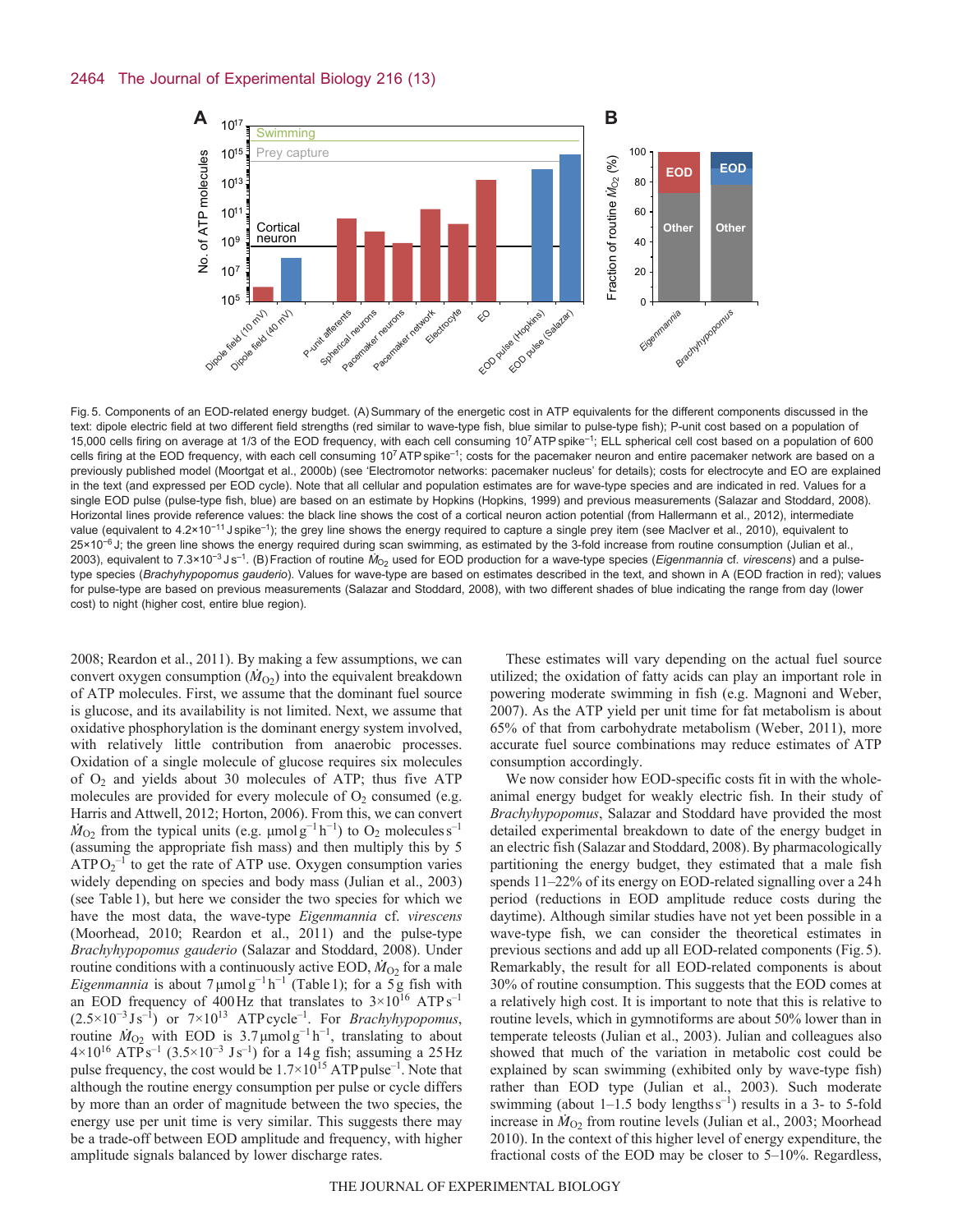Fig. 5. Components of an EOD-related energy budget. (A) Summary of the energetic cost in ATP equivalents for the different components discussed in the text: dipole electric field at two different field strengths (red similar to wave-type fish, blue similar to pulse-type fish); P-unit cost based on a population of 15,000 cells firing on average at 1/3 of the EOD frequency, with each cell consuming $10^7$ ATP $spike^{-1}$; ELL spherical cell cost based on a population of 600 cells firing at the EOD frequency, with each cell consuming $10^7$ ATP $spike^{-1}$; costs for the pacemaker neuron and entire pacemaker network are based on a previously published model (Moortgat et al., 2000b) (see 'Electromotor networks: pacemaker nucleus' for details); costs for electrocyte and EO are explained in the text (and expressed per EOD cycle). Note that all cellular and population estimates are for wave-type species and are indicated in red. Values for a single EOD pulse (pulse-type fish, blue) are based on an estimate by Hopkins (Hopkins, 1999) and previous measurements (Salazar and Stoddard, 2008). Horizontal lines provide reference values: the black line shows the cost of a cortical neuron action potential (from Hallermann et al., 2012), intermediate value (equivalent to $4.2\times10^{-11}$ J $spike^{-1}$); the grey line shows the energy required to capture a single prey item (see MacIver et al., 2010), equivalent to $25\times10^{-6}$ J; the green line shows the energy required during scan swimming, as estimated by the 3-fold increase from routine consumption (Julian et al., 2003), equivalent to $7.3\times10^{-3}$ J $s^{-1}$. (B) Fraction of routine $\dot{M}_{O_2}$ used for EOD production for a wave-type species (*Eigenmannia* cf. *virescens*) and a pulse-type species (*Brachyhypopomus gauderio*). Values for wave-type are based on estimates described in the text, and shown in A (EOD fraction in red); values for pulse-type are based on previous measurements (Salazar and Stoddard, 2008), with two different shades of blue indicating the range from day (lower cost) to night (higher cost, entire blue region).

2008; Reardon et al., 2011). By making a few assumptions, we can convert oxygen consumption ($\dot{M}_{O_2}$) into the equivalent breakdown of ATP molecules. First, we assume that the dominant fuel source is glucose, and its availability is not limited. Next, we assume that oxidative phosphorylation is the dominant energy system involved, with relatively little contribution from anaerobic processes. Oxidation of a single molecule of glucose requires six molecules of $O_2$ and yields about 30 molecules of ATP; thus five ATP molecules are provided for every molecule of $O_2$ consumed (e.g. Harris and Attwell, 2012; Horton, 2006). From this, we can convert $\dot{M}_{O_2}$ from the typical units (e.g. $\mu mol\, g^{-1} h^{-1}$) to $O_2$ molecules $s^{-1}$ (assuming the appropriate fish mass) and then multiply this by 5 ATP $O_2^{-1}$ to get the rate of ATP use. Oxygen consumption varies widely depending on species and body mass (Julian et al., 2003) (see Table 1), but here we consider the two species for which we have the most data, the wave-type *Eigenmannia* cf. *virescens* (Moorhead, 2010; Reardon et al., 2011) and the pulse-type *Brachyhypopomus gauderio* (Salazar and Stoddard, 2008). Under routine conditions with a continuously active EOD, $\dot{M}_{O_2}$ for a male *Eigenmannia* is about $7\, \mu mol\, g^{-1} h^{-1}$ (Table 1); for a 5 g fish with an EOD frequency of 400 Hz that translates to $3\times10^{16}$ ATP $s^{-1}$ ($2.5\times10^{-3}$ J $s^{-1}$) or $7\times10^{13}$ ATP $cycle^{-1}$. For *Brachyhypopomus*, routine $\dot{M}_{O_2}$ with EOD is $3.7\, \mu mol\, g^{-1} h^{-1}$, translating to about $4\times10^{16}$ ATP $s^{-1}$ ($3.5\times10^{-3}$ J $s^{-1}$) for a 14 g fish; assuming a 25 Hz pulse frequency, the cost would be $1.7\times10^{15}$ ATP $pulse^{-1}$. Note that although the routine energy consumption per pulse or cycle differs by more than an order of magnitude between the two species, the energy use per unit time is very similar. This suggests there may be a trade-off between EOD amplitude and frequency, with higher amplitude signals balanced by lower discharge rates.

These estimates will vary depending on the actual fuel source utilized; the oxidation of fatty acids can play an important role in powering moderate swimming in fish (e.g. Magnoni and Weber, 2007). As the ATP yield per unit time for fat metabolism is about 65% of that from carbohydrate metabolism (Weber, 2011), more accurate fuel source combinations may reduce estimates of ATP consumption accordingly.

We now consider how EOD-specific costs fit in with the whole-animal energy budget for weakly electric fish. In their study of *Brachyhypopomus*, Salazar and Stoddard have provided the most detailed experimental breakdown to date of the energy budget in an electric fish (Salazar and Stoddard, 2008). By pharmacologically partitioning the energy budget, they estimated that a male fish spends 11–22% of its energy on EOD-related signalling over a 24 h period (reductions in EOD amplitude reduce costs during the daytime). Although similar studies have not yet been possible in a wave-type fish, we can consider the theoretical estimates in previous sections and add up all EOD-related components (Fig. 5). Remarkably, the result for all EOD-related components is about 30% of routine consumption. This suggests that the EOD comes at a relatively high cost. It is important to note that this is relative to routine levels, which in gymnotiforms are about 50% lower than in temperate teleosts (Julian et al., 2003). Julian and colleagues also showed that much of the variation in metabolic cost could be explained by scan swimming (exhibited only by wave-type fish) rather than EOD type (Julian et al., 2003). Such moderate swimming (about 1–1.5 body lengths $s^{-1}$) results in a 3- to 5-fold increase in $\dot{M}_{O_2}$ from routine levels (Julian et al., 2003; Moorhead 2010). In the context of this higher level of energy expenditure, the fractional costs of the EOD may be closer to 5–10%. Regardless,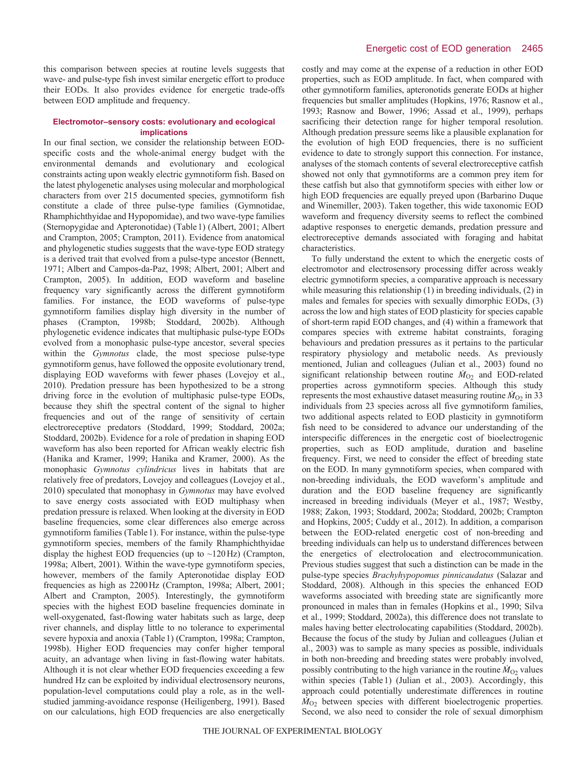this comparison between species at routine levels suggests that wave- and pulse-type fish invest similar energetic effort to produce their EODs. It also provides evidence for energetic trade-offs between EOD amplitude and frequency.

#### Electromotor–sensory costs: evolutionary and ecological implications

In our final section, we consider the relationship between EOD-specific costs and the whole-animal energy budget with the environmental demands and evolutionary and ecological constraints acting upon weakly electric gymnotiform fish. Based on the latest phylogenetic analyses using molecular and morphological characters from over 215 documented species, gymnotiform fish constitute a clade of three pulse-type families (Gymnotidae, Rhamphichthyidae and Hypopomidae), and two wave-type families (Sternopygidae and Apteronotidae) (Table 1) (Albert, 2001; Albert and Crampton, 2005; Crampton, 2011). Evidence from anatomical and phylogenetic studies suggests that the wave-type EOD strategy is a derived trait that evolved from a pulse-type ancestor (Bennett, 1971; Albert and Campos-da-Paz, 1998; Albert, 2001; Albert and Crampton, 2005). In addition, EOD waveform and baseline frequency vary significantly across the different gymnotiform families. For instance, the EOD waveforms of pulse-type gymnotiform families display high diversity in the number of phases (Crampton, 1998b; Stoddard, 2002b). Although phylogenetic evidence indicates that multiphasic pulse-type EODs evolved from a monophasic pulse-type ancestor, several species within the *Gymnotus* clade, the most speciose pulse-type gymnotiform genus, have followed the opposite evolutionary trend, displaying EOD waveforms with fewer phases (Lovejoy et al., 2010). Predation pressure has been hypothesized to be a strong driving force in the evolution of multiphasic pulse-type EODs, because they shift the spectral content of the signal to higher frequencies and out of the range of sensitivity of certain electroreceptive predators (Stoddard, 1999; Stoddard, 2002a; Stoddard, 2002b). Evidence for a role of predation in shaping EOD waveform has also been reported for African weakly electric fish (Hanika and Kramer, 1999; Hanika and Kramer, 2000). As the monophasic *Gymnotus cylindricus* lives in habitats that are relatively free of predators, Lovejoy and colleagues (Lovejoy et al., 2010) speculated that monophasy in *Gymnotus* may have evolved to save energy costs associated with EOD multiphasy when predation pressure is relaxed. When looking at the diversity in EOD baseline frequencies, some clear differences also emerge across gymnotiform families (Table 1). For instance, within the pulse-type gymnotiform species, members of the family Rhamphichthyidae display the highest EOD frequencies (up to ~120 Hz) (Crampton, 1998a; Albert, 2001). Within the wave-type gymnotiform species, however, members of the family Apteronotidae display EOD frequencies as high as 2200 Hz (Crampton, 1998a; Albert, 2001; Albert and Crampton, 2005). Interestingly, the gymnotiform species with the highest EOD baseline frequencies dominate in well-oxygenated, fast-flowing water habitats such as large, deep river channels, and display little to no tolerance to experimental severe hypoxia and anoxia (Table 1) (Crampton, 1998a; Crampton, 1998b). Higher EOD frequencies may confer higher temporal acuity, an advantage when living in fast-flowing water habitats. Although it is not clear whether EOD frequencies exceeding a few hundred Hz can be exploited by individual electrosensory neurons, population-level computations could play a role, as in the well-studied jamming-avoidance response (Heiligenberg, 1991). Based on our calculations, high EOD frequencies are also energetically costly and may come at the expense of a reduction in other EOD properties, such as EOD amplitude. In fact, when compared with other gymnotiform families, apteronotids generate EODs at higher frequencies but smaller amplitudes (Hopkins, 1976; Rasnow et al., 1993; Rasnow and Bower, 1996; Assad et al., 1999), perhaps sacrificing their detection range for higher temporal resolution. Although predation pressure seems like a plausible explanation for the evolution of high EOD frequencies, there is no sufficient evidence to date to strongly support this connection. For instance, analyses of the stomach contents of several electroreceptive catfish showed not only that gymnotiforms are a common prey item for these catfish but also that gymnotiform species with either low or high EOD frequencies are equally preyed upon (Barbarino Duque and Winemiller, 2003). Taken together, this wide taxonomic EOD waveform and frequency diversity seems to reflect the combined adaptive responses to energetic demands, predation pressure and electroreceptive demands associated with foraging and habitat characteristics.

To fully understand the extent to which the energetic costs of electromotor and electrosensory processing differ across weakly electric gymnotiform species, a comparative approach is necessary while measuring this relationship (1) in breeding individuals, (2) in males and females for species with sexually dimorphic EODs, (3) across the low and high states of EOD plasticity for species capable of short-term rapid EOD changes, and (4) within a framework that compares species with extreme habitat constraints, foraging behaviours and predation pressures as it pertains to the particular respiratory physiology and metabolic needs. As previously mentioned, Julian and colleagues (Julian et al., 2003) found no significant relationship between routine $\dot{M}_{O_2}$ and EOD-related properties across gymnotiform species. Although this study represents the most exhaustive dataset measuring routine $\dot{M}_{O_2}$ in 33 individuals from 23 species across all five gymnotiform families, two additional aspects related to EOD plasticity in gymnotiform fish need to be considered to advance our understanding of the interspecific differences in the energetic cost of bioelectrogenic properties, such as EOD amplitude, duration and baseline frequency. First, we need to consider the effect of breeding state on the EOD. In many gymnotiform species, when compared with non-breeding individuals, the EOD waveform's amplitude and duration and the EOD baseline frequency are significantly increased in breeding individuals (Meyer et al., 1987; Westby, 1988; Zakon, 1993; Stoddard, 2002a; Stoddard, 2002b; Crampton and Hopkins, 2005; Cuddy et al., 2012). In addition, a comparison between the EOD-related energetic cost of non-breeding and breeding individuals can help us to understand differences between the energetics of electrolocation and electrocommunication. Previous studies suggest that such a distinction can be made in the pulse-type species *Brachyhypopomus pinnicaudatus* (Salazar and Stoddard, 2008). Although in this species the enhanced EOD waveforms associated with breeding state are significantly more pronounced in males than in females (Hopkins et al., 1990; Silva et al., 1999; Stoddard, 2002a), this difference does not translate to males having better electrolocating capabilities (Stoddard, 2002b). Because the focus of the study by Julian and colleagues (Julian et al., 2003) was to sample as many species as possible, individuals in both non-breeding and breeding states were probably involved, possibly contributing to the high variance in the routine $\dot{M}_{O_2}$ values within species (Table 1) (Julian et al., 2003). Accordingly, this approach could potentially underestimate differences in routine $\dot{M}_{O_2}$ between species with different bioelectrogenic properties. Second, we also need to consider the role of sexual dimorphism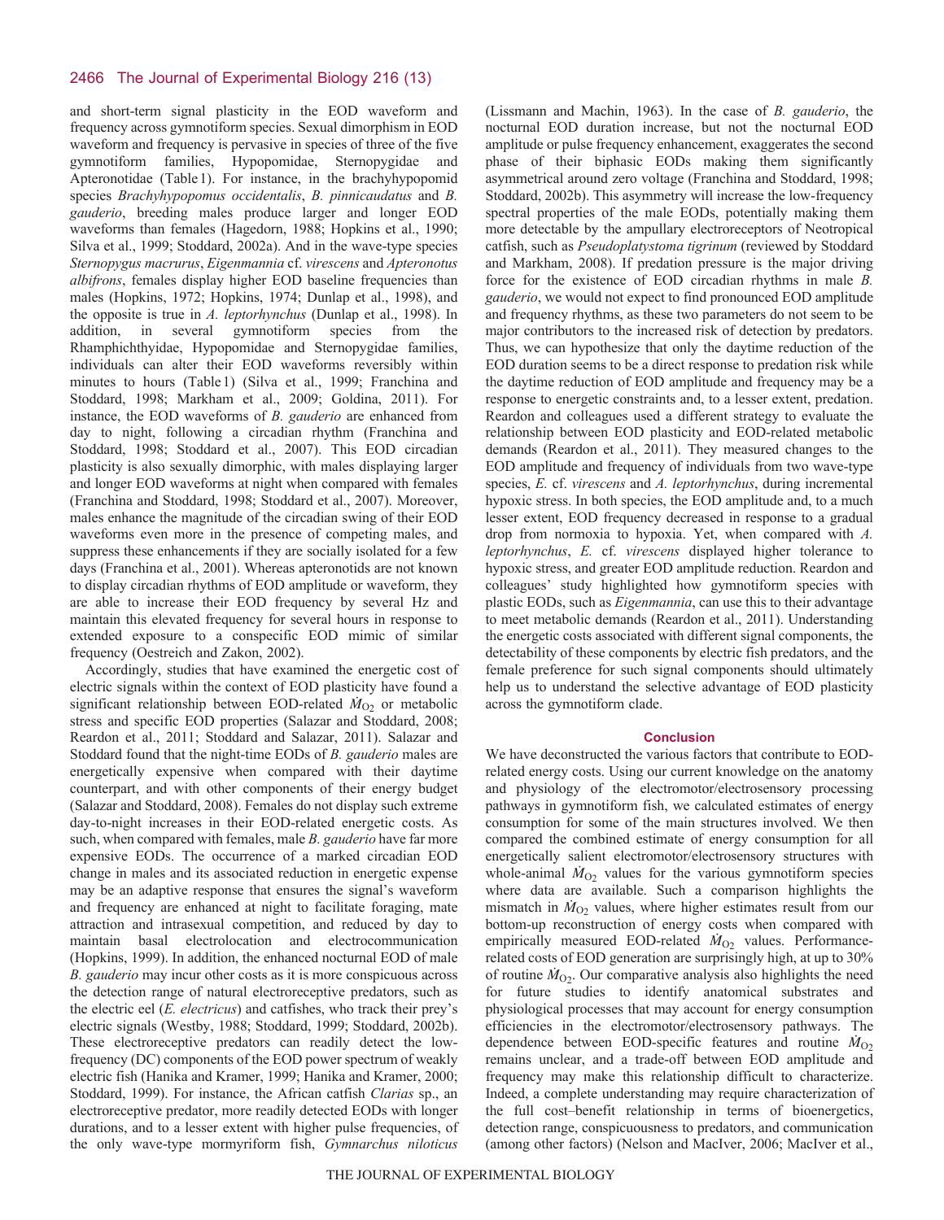and short-term signal plasticity in the EOD waveform and frequency across gymnotiform species. Sexual dimorphism in EOD waveform and frequency is pervasive in species of three of the five gymnotiform families, Hypopomidae, Sternopygidae and Apteronotidae (Table 1). For instance, in the brachyhypopomid species *Brachyhypopomus occidentalis*, *B. pinnicaudatus* and *B. gauderio*, breeding males produce larger and longer EOD waveforms than females (Hagedorn, 1988; Hopkins et al., 1990; Silva et al., 1999; Stoddard, 2002a). And in the wave-type species *Sternopygus macrurus*, *Eigenmannia* cf. *virescens* and *Apteronotus albifrons*, females display higher EOD baseline frequencies than males (Hopkins, 1972; Hopkins, 1974; Dunlap et al., 1998), and the opposite is true in *A. leptorhynchus* (Dunlap et al., 1998). In addition, in several gymnotiform species from the Rhamphichthyidae, Hypopomidae and Sternopygidae families, individuals can alter their EOD waveforms reversibly within minutes to hours (Table 1) (Silva et al., 1999; Franchina and Stoddard, 1998; Markham et al., 2009; Goldina, 2011). For instance, the EOD waveforms of *B. gauderio* are enhanced from day to night, following a circadian rhythm (Franchina and Stoddard, 1998; Stoddard et al., 2007). This EOD circadian plasticity is also sexually dimorphic, with males displaying larger and longer EOD waveforms at night when compared with females (Franchina and Stoddard, 1998; Stoddard et al., 2007). Moreover, males enhance the magnitude of the circadian swing of their EOD waveforms even more in the presence of competing males, and suppress these enhancements if they are socially isolated for a few days (Franchina et al., 2001). Whereas apteronotids are not known to display circadian rhythms of EOD amplitude or waveform, they are able to increase their EOD frequency by several Hz and maintain this elevated frequency for several hours in response to extended exposure to a conspecific EOD mimic of similar frequency (Oestreich and Zakon, 2002).

Accordingly, studies that have examined the energetic cost of electric signals within the context of EOD plasticity have found a significant relationship between EOD-related $\dot{M}_{O_2}$ or metabolic stress and specific EOD properties (Salazar and Stoddard, 2008; Reardon et al., 2011; Stoddard and Salazar, 2011). Salazar and Stoddard found that the night-time EODs of *B. gauderio* males are energetically expensive when compared with their daytime counterpart, and with other components of their energy budget (Salazar and Stoddard, 2008). Females do not display such extreme day-to-night increases in their EOD-related energetic costs. As such, when compared with females, male *B. gauderio* have far more expensive EODs. The occurrence of a marked circadian EOD change in males and its associated reduction in energetic expense may be an adaptive response that ensures the signal's waveform and frequency are enhanced at night to facilitate foraging, mate attraction and intrasexual competition, and reduced by day to maintain basal electrolocation and electrocommunication (Hopkins, 1999). In addition, the enhanced nocturnal EOD of male *B. gauderio* may incur other costs as it is more conspicuous across the detection range of natural electroreceptive predators, such as the electric eel (*E. electricus*) and catfishes, who track their prey's electric signals (Westby, 1988; Stoddard, 1999; Stoddard, 2002b). These electroreceptive predators can readily detect the low-frequency (DC) components of the EOD power spectrum of weakly electric fish (Hanika and Kramer, 1999; Hanika and Kramer, 2000; Stoddard, 1999). For instance, the African catfish *Clarias* sp., an electroreceptive predator, more readily detected EODs with longer durations, and to a lesser extent with higher pulse frequencies, of the only wave-type mormyriform fish, *Gymnarchus niloticus* (Lissmann and Machin, 1963). In the case of *B. gauderio*, the nocturnal EOD duration increase, but not the nocturnal EOD amplitude or pulse frequency enhancement, exaggerates the second phase of their biphasic EODs making them significantly asymmetrical around zero voltage (Franchina and Stoddard, 1998; Stoddard, 2002b). This asymmetry will increase the low-frequency spectral properties of the male EODs, potentially making them more detectable by the ampullary electroreceptors of Neotropical catfish, such as *Pseudoplatystoma tigrinum* (reviewed by Stoddard and Markham, 2008). If predation pressure is the major driving force for the existence of EOD circadian rhythms in male *B. gauderio*, we would not expect to find pronounced EOD amplitude and frequency rhythms, as these two parameters do not seem to be major contributors to the increased risk of detection by predators. Thus, we can hypothesize that only the daytime reduction of the EOD duration seems to be a direct response to predation risk while the daytime reduction of EOD amplitude and frequency may be a response to energetic constraints and, to a lesser extent, predation. Reardon and colleagues used a different strategy to evaluate the relationship between EOD plasticity and EOD-related metabolic demands (Reardon et al., 2011). They measured changes to the EOD amplitude and frequency of individuals from two wave-type species, *E.* cf. *virescens* and *A. leptorhynchus*, during incremental hypoxic stress. In both species, the EOD amplitude and, to a much lesser extent, EOD frequency decreased in response to a gradual drop from normoxia to hypoxia. Yet, when compared with *A. leptorhynchus*, *E.* cf. *virescens* displayed higher tolerance to hypoxic stress, and greater EOD amplitude reduction. Reardon and colleagues' study highlighted how gymnotiform species with plastic EODs, such as *Eigenmannia*, can use this to their advantage to meet metabolic demands (Reardon et al., 2011). Understanding the energetic costs associated with different signal components, the detectability of these components by electric fish predators, and the female preference for such signal components should ultimately help us to understand the selective advantage of EOD plasticity across the gymnotiform clade.

## Conclusion

We have deconstructed the various factors that contribute to EOD-related energy costs. Using our current knowledge on the anatomy and physiology of the electromotor/electrosensory processing pathways in gymnotiform fish, we calculated estimates of energy consumption for some of the main structures involved. We then compared the combined estimate of energy consumption for all energetically salient electromotor/electrosensory structures with whole-animal $\dot{M}_{O_2}$ values for the various gymnotiform species where data are available. Such a comparison highlights the mismatch in $\dot{M}_{O_2}$ values, where higher estimates result from our bottom-up reconstruction of energy costs when compared with empirically measured EOD-related $\dot{M}_{O_2}$ values. Performance-related costs of EOD generation are surprisingly high, at up to 30% of routine $\dot{M}_{O_2}$. Our comparative analysis also highlights the need for future studies to identify anatomical substrates and physiological processes that may account for energy consumption efficiencies in the electromotor/electrosensory pathways. The dependence between EOD-specific features and routine $\dot{M}_{O_2}$ remains unclear, and a trade-off between EOD amplitude and frequency may make this relationship difficult to characterize. Indeed, a complete understanding may require characterization of the full cost–benefit relationship in terms of bioenergetics, detection range, conspicuousness to predators, and communication (among other factors) (Nelson and MacIver, 2006; MacIver et al.,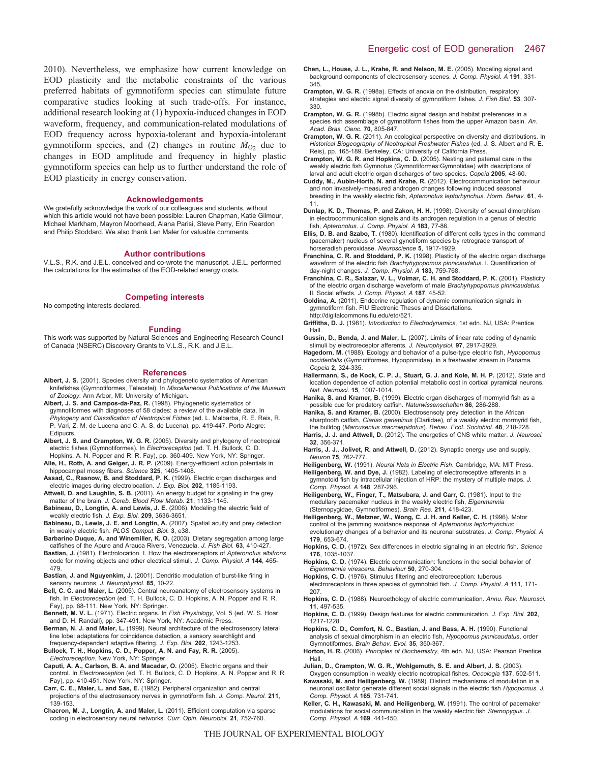2010). Nevertheless, we emphasize how current knowledge on EOD plasticity and the metabolic constraints of the various preferred habitats of gymnotiform species can stimulate future comparative studies looking at such trade-offs. For instance, additional research looking at (1) hypoxia-induced changes in EOD waveform, frequency, and communication-related modulations of EOD frequency across hypoxia-tolerant and hypoxia-intolerant gymnotiform species, and (2) changes in routine $\dot{M}_{O_2}$ due to changes in EOD amplitude and frequency in highly plastic gymnotiform species can help us to further understand the role of EOD plasticity in energy conservation.

## Acknowledgements

We gratefully acknowledge the work of our colleagues and students, without which this article would not have been possible: Lauren Chapman, Katie Gilmour, Michael Markham, Mayron Moorhead, Alana Parisi, Steve Perry, Erin Reardon and Philip Stoddard. We also thank Len Maler for valuable comments.

## Author contributions

V.L.S., R.K. and J.E.L. conceived and co-wrote the manuscript. J.E.L. performed the calculations for the estimates of the EOD-related energy costs.

## Competing interests

No competing interests declared.

## Funding

This work was supported by Natural Sciences and Engineering Research Council of Canada (NSERC) Discovery Grants to V.L.S., R.K. and J.E.L.

## References

**Albert, J. S.** (2001). Species diversity and phylogenetic systematics of American knifefishes (Gymnotiformes, Teleostei). In *Miscellaneous Publications of the Museum of Zoology*. Ann Arbor, MI: University of Michigan**.**

**Albert, J. S. and Campos-da-Paz, R.** (1998). Phylogenetic systematics of gymnotiformes with diagnoses of 58 clades: a review of the available data. In *Phylogeny and Classification of Neotropical Fishes* (ed. L. Malbarba, R. E. Reis, R. P. Vari, Z. M. de Lucena and C. A. S. de Lucena), pp. 419-447. Porto Alegre: Edipucrs.

**Albert, J. S. and Crampton, W. G. R.** (2005). Diversity and phylogeny of neotropical electric fishes (Gymnotiformes). In *Electroreception* (ed. T. H. Bullock, C. D. Hopkins, A. N. Popper and R. R. Fay), pp. 360-409. New York, NY: Springer.

**Alle, H., Roth, A. and Geiger, J. R. P.** (2009). Energy-efficient action potentials in hippocampal mossy fibers. *Science* **325**, 1405-1408.

**Assad, C., Rasnow, B. and Stoddard, P. K.** (1999). Electric organ discharges and electric images during electrolocation. *J. Exp. Biol.* **202**, 1185-1193.

**Attwell, D. and Laughlin, S. B.** (2001). An energy budget for signaling in the grey matter of the brain. *J. Cereb. Blood Flow Metab.* **21**, 1133-1145.

**Babineau, D., Longtin, A. and Lewis, J. E.** (2006). Modeling the electric field of weakly electric fish. *J. Exp. Biol.* **209**, 3636-3651.

**Babineau, D., Lewis, J. E. and Longtin, A.** (2007). Spatial acuity and prey detection in weakly electric fish. *PLOS Comput. Biol.* **3**, e38.

**Barbarino Duque, A. and Winemiller, K. O.** (2003). Dietary segregation among large catfishes of the Apure and Arauca Rivers, Venezuela. *J. Fish Biol.* **63**, 410-427.

**Bastian, J.** (1981). Electrolocation. I. How the electroreceptors of *Apteronotus albifrons* code for moving objects and other electrical stimuli. *J. Comp. Physiol. A* **144**, 465-479.

**Bastian, J. and Nguyenkim, J.** (2001). Dendritic modulation of burst-like firing in sensory neurons. *J. Neurophysiol.* **85**, 10-22.

**Bell, C. C. and Maler, L.** (2005). Central neuroanatomy of electrosensory systems in fish. In *Electroreception* (ed. T. H. Bullock, C. D. Hopkins, A. N. Popper and R. R. Fay), pp. 68-111. New York, NY: Springer.

**Bennett, M. V. L.** (1971). Electric organs. In *Fish Physiology*, Vol. 5 (ed. W. S. Hoar and D. H. Randall), pp. 347-491. New York, NY: Academic Press.

**Berman, N. J. and Maler, L.** (1999). Neural architecture of the electrosensory lateral line lobe: adaptations for coincidence detection, a sensory searchlight and frequency-dependent adaptive filtering. *J. Exp. Biol.* **202**, 1243-1253.

**Bullock, T. H., Hopkins, C. D., Popper, A. N. and Fay, R. R.** (2005). *Electroreception*. New York, NY: Springer.

**Caputi, A. A., Carlson, B. A. and Macadar, O.** (2005). Electric organs and their control. In *Electroreception* (ed. T. H. Bullock, C. D. Hopkins, A. N. Popper and R. R. Fay), pp. 410-451. New York, NY: Springer.

**Carr, C. E., Maler, L. and Sas, E.** (1982). Peripheral organization and central projections of the electrosensory nerves in gymnotiform fish. *J. Comp. Neurol.* **211**, 139-153.

**Chacron, M. J., Longtin, A. and Maler, L.** (2011). Efficient computation via sparse coding in electrosensory neural networks. *Curr. Opin. Neurobiol.* **21**, 752-760.

**Chen, L., House, J. L., Krahe, R. and Nelson, M. E.** (2005). Modeling signal and background components of electrosensory scenes. *J. Comp. Physiol. A* **191**, 331-345.

**Crampton, W. G. R.** (1998a). Effects of anoxia on the distribution, respiratory strategies and electric signal diversity of gymnotiform fishes. *J. Fish Biol.* **53**, 307-330.

**Crampton, W. G. R.** (1998b). Electric signal design and habitat preferences in a species rich assemblage of gymnotiform fishes from the upper Amazon basin. *An. Acad. Bras. Cienc.* **70**, 805-847.

**Crampton, W. G. R.** (2011). An ecological perspective on diversity and distributions. In *Historical Biogeography of Neotropical Freshwater Fishes* (ed. J. S. Albert and R. E. Reis), pp. 165-189. Berkeley, CA: University of California Press.

**Crampton, W. G. R. and Hopkins, C. D.** (2005). Nesting and paternal care in the weakly electric fish Gymnotus (Gymnotiformes:Gymnotidae) with descriptions of larval and adult electric organ discharges of two species. *Copeia* **2005**, 48-60.

**Cuddy, M., Aubin-Horth, N. and Krahe, R.** (2012). Electrocommunication behaviour and non invasively-measured androgen changes following induced seasonal breeding in the weakly electric fish, *Apteronotus leptorhynchus*. *Horm. Behav.* **61**, 4-11.

**Dunlap, K. D., Thomas, P. and Zakon, H. H.** (1998). Diversity of sexual dimorphism in electrocommunication signals and its androgen regulation in a genus of electric fish, *Apteronotus*. *J. Comp. Physiol. A* **183**, 77-86.

**Ellis, D. B. and Szabo, T.** (1980). Identification of different cells types in the command (pacemaker) nucleus of several gynotiform species by retrograde transport of horseradish peroxidase. *Neuroscience* **5**, 1917-1929.

**Franchina, C. R. and Stoddard, P. K.** (1998). Plasticity of the electric organ discharge waveform of the electric fish *Brachyhypopomus pinnicaudatus*. I. Quantification of day-night changes. *J. Comp. Physiol. A* **183**, 759-768.

**Franchina, C. R., Salazar, V. L., Volmar, C. H. and Stoddard, P. K.** (2001). Plasticity of the electric organ discharge waveform of male *Brachyhypopomus pinnicaudatus*. II. Social effects. *J. Comp. Physiol. A* **187**, 45-52.

**Goldina, A.** (2011). Endocrine regulation of dynamic communication signals in gymnotiform fish. FIU Electronic Theses and Dissertations. http://digitalcommons.fiu.edu/etd/521.

**Griffiths, D. J.** (1981). *Introduction to Electrodynamics*, 1st edn. NJ, USA: Prentice Hall.

**Gussin, D., Benda, J. and Maler, L.** (2007). Limits of linear rate coding of dynamic stimuli by electroreceptor afferents. *J. Neurophysiol.* **97**, 2917-2929.

**Hagedorn, M.** (1988). Ecology and behavior of a pulse-type electric fish, *Hypopomus occidentalis* (Gymnotiformes, Hypopomidae), in a freshwater stream in Panama. *Copeia* **2**, 324-335.

**Hallermann, S., de Kock, C. P. J., Stuart, G. J. and Kole, M. H. P.** (2012). State and location dependence of action potential metabolic cost in cortical pyramidal neurons. *Nat. Neurosci.* **15**, 1007-1014.

**Hanika, S. and Kramer, B.** (1999). Electric organ discharges of mormyrid fish as a possible cue for predatory catfish. *Naturwissenschaften* **86**, 286-288.

**Hanika, S. and Kramer, B.** (2000). Electrosensoty prey detection in the African sharptooth catfish, *Clarias gariepinus* (Clariidae), of a weakly electric mormyrid fish, the bulldog (*Marcusenius macrolepidotus*). *Behav. Ecol. Sociobiol.* **48**, 218-228.

**Harris, J. J. and Attwell, D.** (2012). The energetics of CNS white matter. *J. Neurosci.* **32**, 356-371.

**Harris, J. J., Jolivet, R. and Attwell, D.** (2012). Synaptic energy use and supply. *Neuron* **75**, 762-777.

**Heiligenberg, W.** (1991). *Neural Nets in Electric Fish*. Cambridge, MA: MIT Press.

**Heiligenberg, W. and Dye, J.** (1982). Labeling of electroreceptive afferents in a gymnotoid fish by intracellular injection of HRP: the mystery of multiple maps. *J. Comp. Physiol. A* **148**, 287-296.

**Heiligenberg, W., Finger, T., Matsubara, J. and Carr, C.** (1981). Input to the medullary pacemaker nucleus in the weakly electric fish, *Eigenmannia* (Sternopygidae, Gymnotiformes). *Brain Res.* **211**, 418-423.

**Heiligenberg, W., Metzner, W., Wong, C. J. H. and Keller, C. H.** (1996). Motor control of the jamming avoidance response of *Apteronotus leptorhynchus*: evolutionary changes of a behavior and its neuronal substrates. *J. Comp. Physiol. A* **179**, 653-674.

**Hopkins, C. D.** (1972). Sex differences in electric signaling in an electric fish. *Science* **176**, 1035-1037.

**Hopkins, C. D.** (1974). Electric communication: functions in the social behavior of *Eigenmannia virescens*. *Behaviour* **50**, 270-304.

**Hopkins, C. D.** (1976). Stimulus filtering and electroreception: tuberous electroreceptors in three species of gymnotoid fish. *J. Comp. Physiol. A* **111**, 171-207.

**Hopkins, C. D.** (1988). Neuroethology of electric communication. *Annu. Rev. Neurosci.* **11**, 497-535.

**Hopkins, C. D.** (1999). Design features for electric communication. *J. Exp. Biol.* **202**, 1217-1228.

**Hopkins, C. D., Comfort, N. C., Bastian, J. and Bass, A. H.** (1990). Functional analysis of sexual dimorphism in an electric fish, *Hypopomus pinnicaudatus*, order Gymnotiformes. *Brain Behav. Evol.* **35**, 350-367.

**Horton, H. R.** (2006). *Principles of Biochemistry*, 4th edn. NJ, USA: Pearson Prentice Hall.

**Julian, D., Crampton, W. G. R., Wohlgemuth, S. E. and Albert, J. S.** (2003). Oxygen consumption in weakly electric neotropical fishes. *Oecologia* **137**, 502-511.

**Kawasaki, M. and Heiligenberg, W.** (1989). Distinct mechanisms of modulation in a neuronal oscillator generate different social signals in the electric fish *Hypopomus*. *J. Comp. Physiol. A* **165**, 731-741.

**Keller, C. H., Kawasaki, M. and Heiligenberg, W.** (1991). The control of pacemaker modulations for social communication in the weakly electric fish *Sternopygus*. *J. Comp. Physiol. A* **169**, 441-450.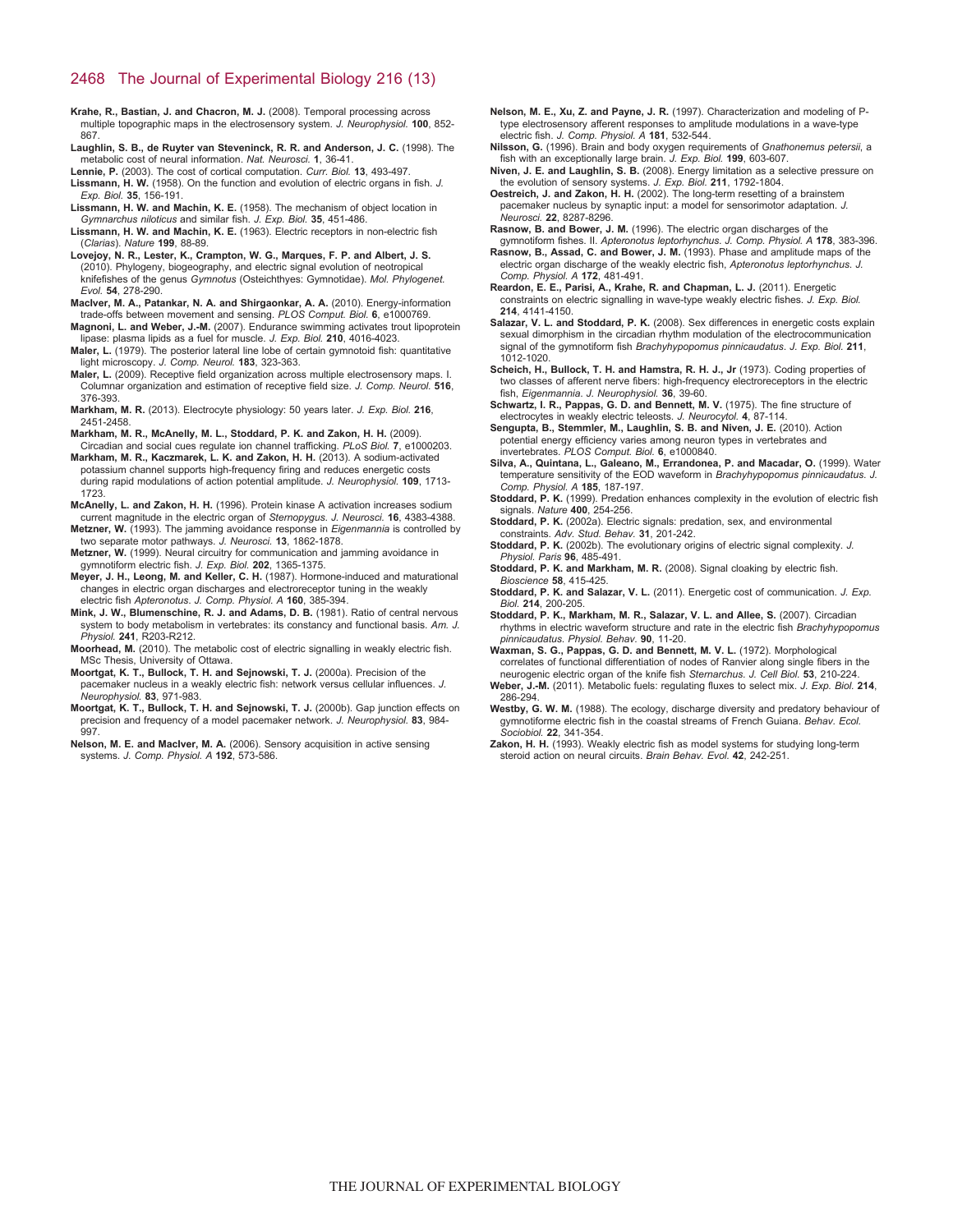**Krahe, R., Bastian, J. and Chacron, M. J.** (2008). Temporal processing across multiple topographic maps in the electrosensory system. *J. Neurophysiol.* **100**, 852-867.

**Laughlin, S. B., de Ruyter van Steveninck, R. R. and Anderson, J. C.** (1998). The metabolic cost of neural information. *Nat. Neurosci.* **1**, 36-41.

**Lennie, P.** (2003). The cost of cortical computation. *Curr. Biol.* **13**, 493-497.

**Lissmann, H. W.** (1958). On the function and evolution of electric organs in fish. *J. Exp. Biol.* **35**, 156-191.

**Lissmann, H. W. and Machin, K. E.** (1958). The mechanism of object location in *Gymnarchus niloticus* and similar fish. *J. Exp. Biol.* **35**, 451-486.

**Lissmann, H. W. and Machin, K. E.** (1963). Electric receptors in non-electric fish (*Clarias*). *Nature* **199**, 88-89.

**Lovejoy, N. R., Lester, K., Crampton, W. G., Marques, F. P. and Albert, J. S.** (2010). Phylogeny, biogeography, and electric signal evolution of neotropical knifefishes of the genus *Gymnotus* (Osteichthyes: Gymnotidae). *Mol. Phylogenet. Evol.* **54**, 278-290.

**MacIver, M. A., Patankar, N. A. and Shirgaonkar, A. A.** (2010). Energy-information trade-offs between movement and sensing. *PLOS Comput. Biol.* **6**, e1000769.

**Magnoni, L. and Weber, J.-M.** (2007). Endurance swimming activates trout lipoprotein lipase: plasma lipids as a fuel for muscle. *J. Exp. Biol.* **210**, 4016-4023.

**Maler, L.** (1979). The posterior lateral line lobe of certain gymnotoid fish: quantitative light microscopy. *J. Comp. Neurol.* **183**, 323-363.

**Maler, L.** (2009). Receptive field organization across multiple electrosensory maps. I. Columnar organization and estimation of receptive field size. *J. Comp. Neurol.* **516**, 376-393.

**Markham, M. R.** (2013). Electrocyte physiology: 50 years later. *J. Exp. Biol.* **216**, 2451-2458.

**Markham, M. R., McAnelly, M. L., Stoddard, P. K. and Zakon, H. H.** (2009). Circadian and social cues regulate ion channel trafficking. *PLoS Biol.* **7**, e1000203.

**Markham, M. R., Kaczmarek, L. K. and Zakon, H. H.** (2013). A sodium-activated potassium channel supports high-frequency firing and reduces energetic costs during rapid modulations of action potential amplitude. *J. Neurophysiol.* **109**, 1713-1723.

**McAnelly, L. and Zakon, H. H.** (1996). Protein kinase A activation increases sodium current magnitude in the electric organ of *Sternopygus*. *J. Neurosci.* **16**, 4383-4388.

**Metzner, W.** (1993). The jamming avoidance response in *Eigenmannia* is controlled by two separate motor pathways. *J. Neurosci.* **13**, 1862-1878.

**Metzner, W.** (1999). Neural circuitry for communication and jamming avoidance in gymnotiform electric fish. *J. Exp. Biol.* **202**, 1365-1375.

**Meyer, J. H., Leong, M. and Keller, C. H.** (1987). Hormone-induced and maturational changes in electric organ discharges and electroreceptor tuning in the weakly electric fish *Apteronotus*. *J. Comp. Physiol. A* **160**, 385-394.

**Mink, J. W., Blumenschine, R. J. and Adams, D. B.** (1981). Ratio of central nervous system to body metabolism in vertebrates: its constancy and functional basis. *Am. J. Physiol.* **241**, R203-R212.

**Moorhead, M.** (2010). The metabolic cost of electric signalling in weakly electric fish. MSc Thesis, University of Ottawa.

**Moortgat, K. T., Bullock, T. H. and Sejnowski, T. J.** (2000a). Precision of the pacemaker nucleus in a weakly electric fish: network versus cellular influences. *J. Neurophysiol.* **83**, 971-983.

**Moortgat, K. T., Bullock, T. H. and Sejnowski, T. J.** (2000b). Gap junction effects on precision and frequency of a model pacemaker network. *J. Neurophysiol.* **83**, 984-997.

**Nelson, M. E. and MacIver, M. A.** (2006). Sensory acquisition in active sensing systems. *J. Comp. Physiol. A* **192**, 573-586.

**Nelson, M. E., Xu, Z. and Payne, J. R.** (1997). Characterization and modeling of P-type electrosensory afferent responses to amplitude modulations in a wave-type electric fish. *J. Comp. Physiol. A* **181**, 532-544.

**Nilsson, G.** (1996). Brain and body oxygen requirements of *Gnathonemus petersii*, a fish with an exceptionally large brain. *J. Exp. Biol.* **199**, 603-607.

**Niven, J. E. and Laughlin, S. B.** (2008). Energy limitation as a selective pressure on the evolution of sensory systems. *J. Exp. Biol.* **211**, 1792-1804.

**Oestreich, J. and Zakon, H. H.** (2002). The long-term resetting of a brainstem pacemaker nucleus by synaptic input: a model for sensorimotor adaptation. *J. Neurosci.* **22**, 8287-8296.

**Rasnow, B. and Bower, J. M.** (1996). The electric organ discharges of the gymnotiform fishes. II. *Apteronotus leptorhynchus*. *J. Comp. Physiol. A* **178**, 383-396.

**Rasnow, B., Assad, C. and Bower, J. M.** (1993). Phase and amplitude maps of the electric organ discharge of the weakly electric fish, *Apteronotus leptorhynchus*. *J. Comp. Physiol. A* **172**, 481-491.

**Reardon, E. E., Parisi, A., Krahe, R. and Chapman, L. J.** (2011). Energetic constraints on electric signalling in wave-type weakly electric fishes. *J. Exp. Biol.* **214**, 4141-4150.

**Salazar, V. L. and Stoddard, P. K.** (2008). Sex differences in energetic costs explain sexual dimorphism in the circadian rhythm modulation of the electrocommunication signal of the gymnotiform fish *Brachyhypopomus pinnicaudatus*. *J. Exp. Biol.* **211**, 1012-1020.

**Scheich, H., Bullock, T. H. and Hamstra, R. H. J., Jr** (1973). Coding properties of two classes of afferent nerve fibers: high-frequency electroreceptors in the electric fish, *Eigenmannia*. *J. Neurophysiol.* **36**, 39-60.

**Schwartz, I. R., Pappas, G. D. and Bennett, M. V.** (1975). The fine structure of electrocytes in weakly electric teleosts. *J. Neurocytol.* **4**, 87-114.

**Sengupta, B., Stemmler, M., Laughlin, S. B. and Niven, J. E.** (2010). Action potential energy efficiency varies among neuron types in vertebrates and invertebrates. *PLOS Comput. Biol.* **6**, e1000840.

**Silva, A., Quintana, L., Galeano, M., Errandonea, P. and Macadar, O.** (1999). Water temperature sensitivity of the EOD waveform in *Brachyhypopomus pinnicaudatus*. *J. Comp. Physiol. A* **185**, 187-197.

**Stoddard, P. K.** (1999). Predation enhances complexity in the evolution of electric fish signals. *Nature* **400**, 254-256.

**Stoddard, P. K.** (2002a). Electric signals: predation, sex, and environmental constraints. *Adv. Stud. Behav.* **31**, 201-242.

**Stoddard, P. K.** (2002b). The evolutionary origins of electric signal complexity. *J. Physiol. Paris* **96**, 485-491.

**Stoddard, P. K. and Markham, M. R.** (2008). Signal cloaking by electric fish. *Bioscience* **58**, 415-425.

**Stoddard, P. K. and Salazar, V. L.** (2011). Energetic cost of communication. *J. Exp. Biol.* **214**, 200-205.

**Stoddard, P. K., Markham, M. R., Salazar, V. L. and Allee, S.** (2007). Circadian rhythms in electric waveform structure and rate in the electric fish *Brachyhypopomus pinnicaudatus*. *Physiol. Behav.* **90**, 11-20.

**Waxman, S. G., Pappas, G. D. and Bennett, M. V. L.** (1972). Morphological correlates of functional differentiation of nodes of Ranvier along single fibers in the neurogenic electric organ of the knife fish *Sternarchus*. *J. Cell Biol.* **53**, 210-224.

**Weber, J.-M.** (2011). Metabolic fuels: regulating fluxes to select mix. *J. Exp. Biol.* **214**, 286-294.

**Westby, G. W. M.** (1988). The ecology, discharge diversity and predatory behaviour of gymnotiforme electric fish in the coastal streams of French Guiana. *Behav. Ecol. Sociobiol.* **22**, 341-354.

**Zakon, H. H.** (1993). Weakly electric fish as model systems for studying long-term steroid action on neural circuits. *Brain Behav. Evol.* **42**, 242-251.